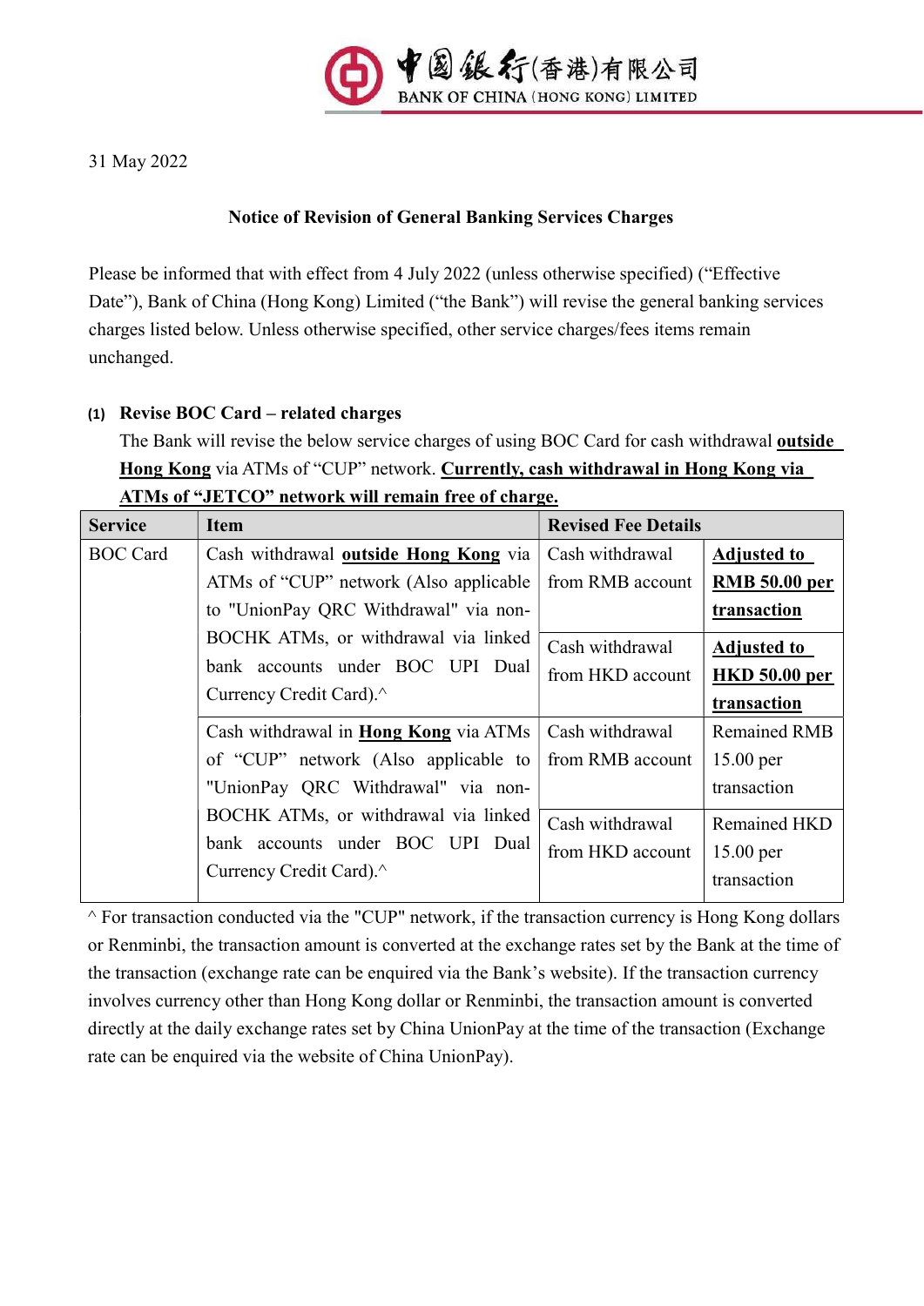中國銀行(香港)有限公司
BANK OF CHINA (HONG KONG) LIMITED

31 May 2022

**Notice of Revision of General Banking Services Charges**

Please be informed that with effect from 4 July 2022 (unless otherwise specified) ("Effective Date"), Bank of China (Hong Kong) Limited ("the Bank") will revise the general banking services charges listed below. Unless otherwise specified, other service charges/fees items remain unchanged.

**(1) Revise BOC Card – related charges**

The Bank will revise the below service charges of using BOC Card for cash withdrawal **outside Hong Kong** via ATMs of "CUP" network. **Currently, cash withdrawal in Hong Kong via ATMs of "JETCO" network will remain free of charge.**

| Service | Item | Revised Fee Details | |
|---|---|---|---|
| BOC Card | Cash withdrawal **outside Hong Kong** via ATMs of "CUP" network (Also applicable to "UnionPay QRC Withdrawal" via non-BOCHK ATMs, or withdrawal via linked bank accounts under BOC UPI Dual Currency Credit Card).^ | Cash withdrawal from RMB account | **Adjusted to RMB 50.00 per transaction** |
| | | Cash withdrawal from HKD account | **Adjusted to HKD 50.00 per transaction** |
| | Cash withdrawal in **Hong Kong** via ATMs of "CUP" network (Also applicable to "UnionPay QRC Withdrawal" via non-BOCHK ATMs, or withdrawal via linked bank accounts under BOC UPI Dual Currency Credit Card).^ | Cash withdrawal from RMB account | Remained RMB 15.00 per transaction |
| | | Cash withdrawal from HKD account | Remained HKD 15.00 per transaction |

^ For transaction conducted via the "CUP" network, if the transaction currency is Hong Kong dollars or Renminbi, the transaction amount is converted at the exchange rates set by the Bank at the time of the transaction (exchange rate can be enquired via the Bank's website). If the transaction currency involves currency other than Hong Kong dollar or Renminbi, the transaction amount is converted directly at the daily exchange rates set by China UnionPay at the time of the transaction (Exchange rate can be enquired via the website of China UnionPay).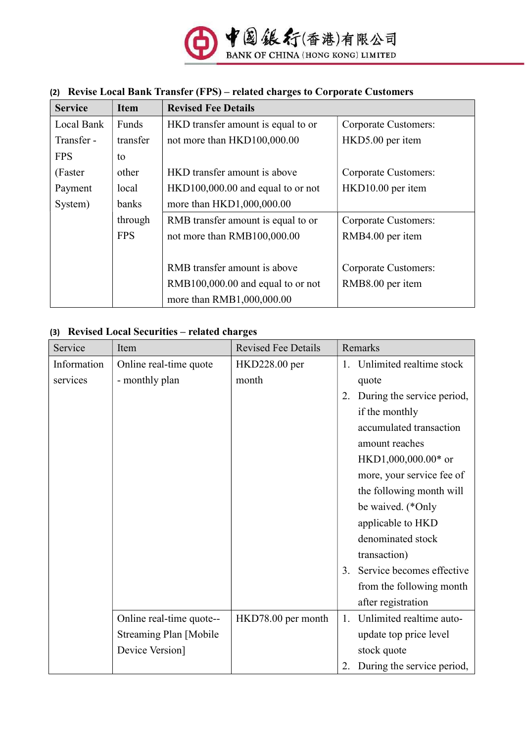**(2) Revise Local Bank Transfer (FPS) – related charges to Corporate Customers**

| Service | Item | Revised Fee Details | |
|---|---|---|---|
| Local Bank Transfer - FPS (Faster Payment System) | Funds transfer to other local banks through FPS | HKD transfer amount is equal to or not more than HKD100,000.00<br><br>HKD transfer amount is above HKD100,000.00 and equal to or not more than HKD1,000,000.00 | Corporate Customers: HKD5.00 per item<br><br>Corporate Customers: HKD10.00 per item |
| | | RMB transfer amount is equal to or not more than RMB100,000.00<br><br>RMB transfer amount is above RMB100,000.00 and equal to or not more than RMB1,000,000.00 | Corporate Customers: RMB4.00 per item<br><br>Corporate Customers: RMB8.00 per item |

**(3) Revised Local Securities – related charges**

| Service | Item | Revised Fee Details | Remarks |
|---|---|---|---|
| Information services | Online real-time quote - monthly plan | HKD228.00 per month | 1. Unlimited realtime stock quote<br>2. During the service period, if the monthly accumulated transaction amount reaches HKD1,000,000.00* or more, your service fee of the following month will be waived. (*Only applicable to HKD denominated stock transaction)<br>3. Service becomes effective from the following month after registration |
| | Online real-time quote--Streaming Plan [Mobile Device Version] | HKD78.00 per month | 1. Unlimited realtime auto-update top price level stock quote<br>2. During the service period, |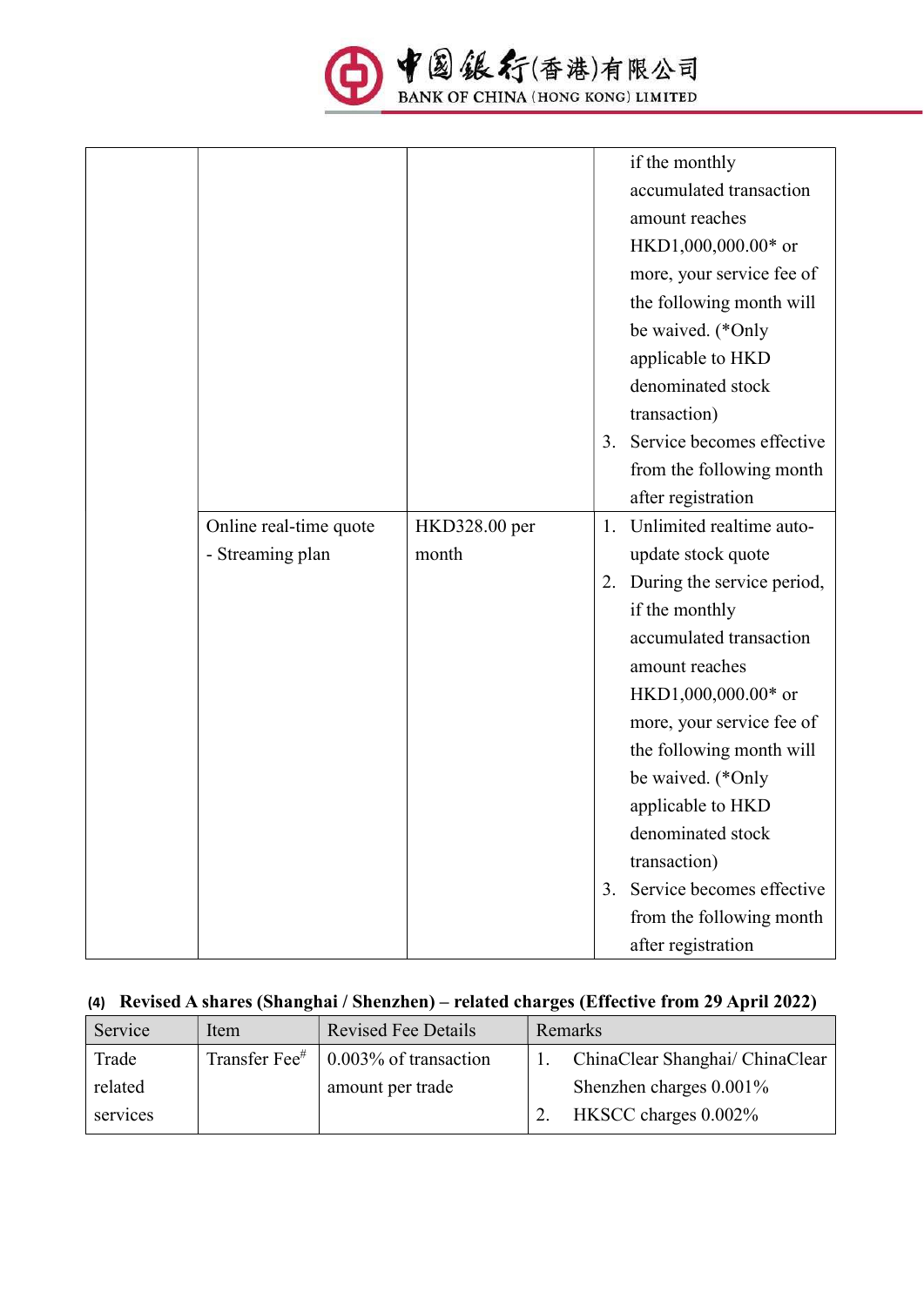| | | | if the monthly accumulated transaction amount reaches HKD1,000,000.00* or more, your service fee of the following month will be waived. (*Only applicable to HKD denominated stock transaction)<br>3. Service becomes effective from the following month after registration |
|---|---|---|---|
| | Online real-time quote - Streaming plan | HKD328.00 per month | 1. Unlimited realtime auto-update stock quote<br>2. During the service period, if the monthly accumulated transaction amount reaches HKD1,000,000.00* or more, your service fee of the following month will be waived. (*Only applicable to HKD denominated stock transaction)<br>3. Service becomes effective from the following month after registration |

**(4) Revised A shares (Shanghai / Shenzhen) – related charges (Effective from 29 April 2022)**

| Service | Item | Revised Fee Details | Remarks |
|---|---|---|---|
| Trade related services | Transfer Fee# | 0.003% of transaction amount per trade | 1. ChinaClear Shanghai/ ChinaClear Shenzhen charges 0.001%<br>2. HKSCC charges 0.002% |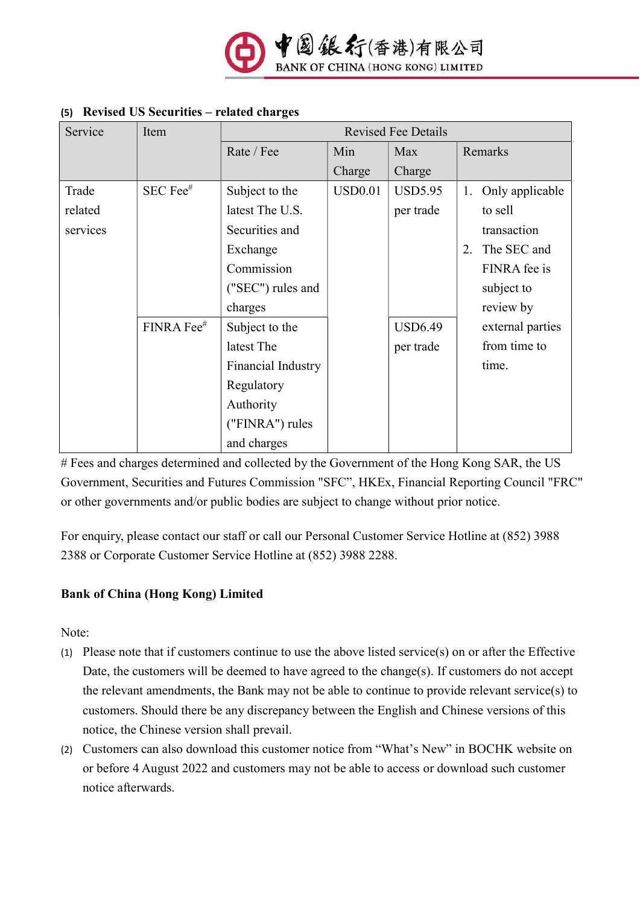## (5) Revised US Securities – related charges

| Service | Item | Revised Fee Details | | | |
|---|---|---|---|---|---|
| | | Rate / Fee | Min Charge | Max Charge | Remarks |
| Trade related services | SEC Fee# | Subject to the latest The U.S. Securities and Exchange Commission ("SEC") rules and charges | USD0.01 | USD5.95 per trade | 1. Only applicable to sell transaction<br>2. The SEC and FINRA fee is subject to review by external parties from time to time. |
| | FINRA Fee# | Subject to the latest The Financial Industry Regulatory Authority ("FINRA") rules and charges | | USD6.49 per trade | |

# Fees and charges determined and collected by the Government of the Hong Kong SAR, the US Government, Securities and Futures Commission "SFC", HKEx, Financial Reporting Council "FRC" or other governments and/or public bodies are subject to change without prior notice.

For enquiry, please contact our staff or call our Personal Customer Service Hotline at (852) 3988 2388 or Corporate Customer Service Hotline at (852) 3988 2288.

**Bank of China (Hong Kong) Limited**

Note:

(1) Please note that if customers continue to use the above listed service(s) on or after the Effective Date, the customers will be deemed to have agreed to the change(s). If customers do not accept the relevant amendments, the Bank may not be able to continue to provide relevant service(s) to customers. Should there be any discrepancy between the English and Chinese versions of this notice, the Chinese version shall prevail.

(2) Customers can also download this customer notice from "What's New" in BOCHK website on or before 4 August 2022 and customers may not be able to access or download such customer notice afterwards.